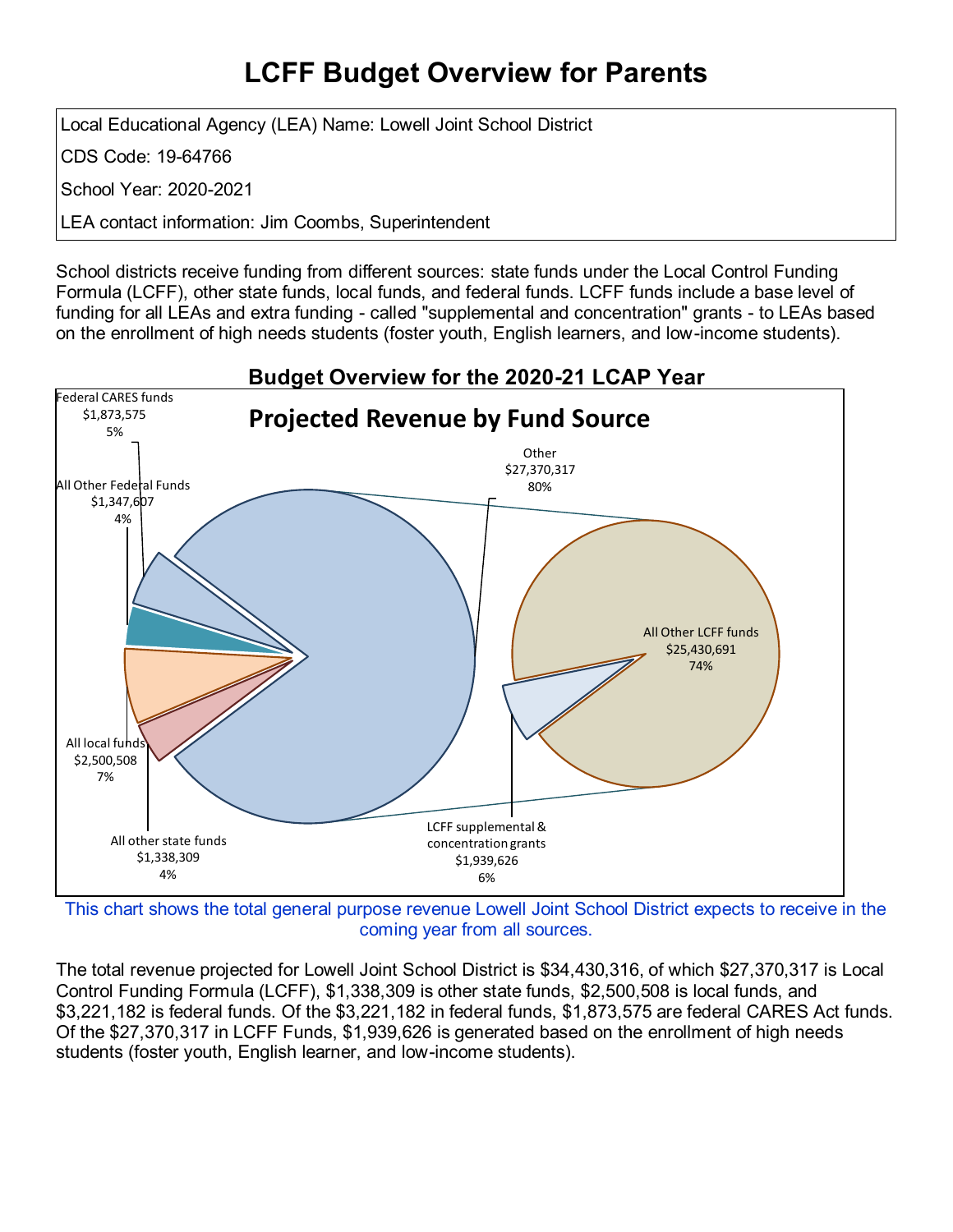# LCFF Budget Overview for Parents

| |
|---|
| Local Educational Agency (LEA) Name: Lowell Joint School District |
| CDS Code: 19-64766 |
| School Year: 2020-2021 |
| LEA contact information: Jim Coombs, Superintendent |

School districts receive funding from different sources: state funds under the Local Control Funding Formula (LCFF), other state funds, local funds, and federal funds. LCFF funds include a base level of funding for all LEAs and extra funding - called "supplemental and concentration" grants - to LEAs based on the enrollment of high needs students (foster youth, English learners, and low-income students).

## Budget Overview for the 2020-21 LCAP Year

### Projected Revenue by Fund Source

| Fund Source | Amount | Percent |
|---|---|---|
| Federal CARES funds | $1,873,575 | 5% |
| All Other Federal Funds | $1,347,607 | 4% |
| All local funds | $2,500,508 | 7% |
| All other state funds | $1,338,309 | 4% |
| Other | $27,370,317 | 80% |
| All Other LCFF funds | $25,430,691 | 74% |
| LCFF supplemental & concentration grants | $1,939,626 | 6% |

This chart shows the total general purpose revenue Lowell Joint School District expects to receive in the coming year from all sources.

The total revenue projected for Lowell Joint School District is $34,430,316, of which $27,370,317 is Local Control Funding Formula (LCFF), $1,338,309 is other state funds, $2,500,508 is local funds, and $3,221,182 is federal funds. Of the $3,221,182 in federal funds, $1,873,575 are federal CARES Act funds. Of the $27,370,317 in LCFF Funds, $1,939,626 is generated based on the enrollment of high needs students (foster youth, English learner, and low-income students).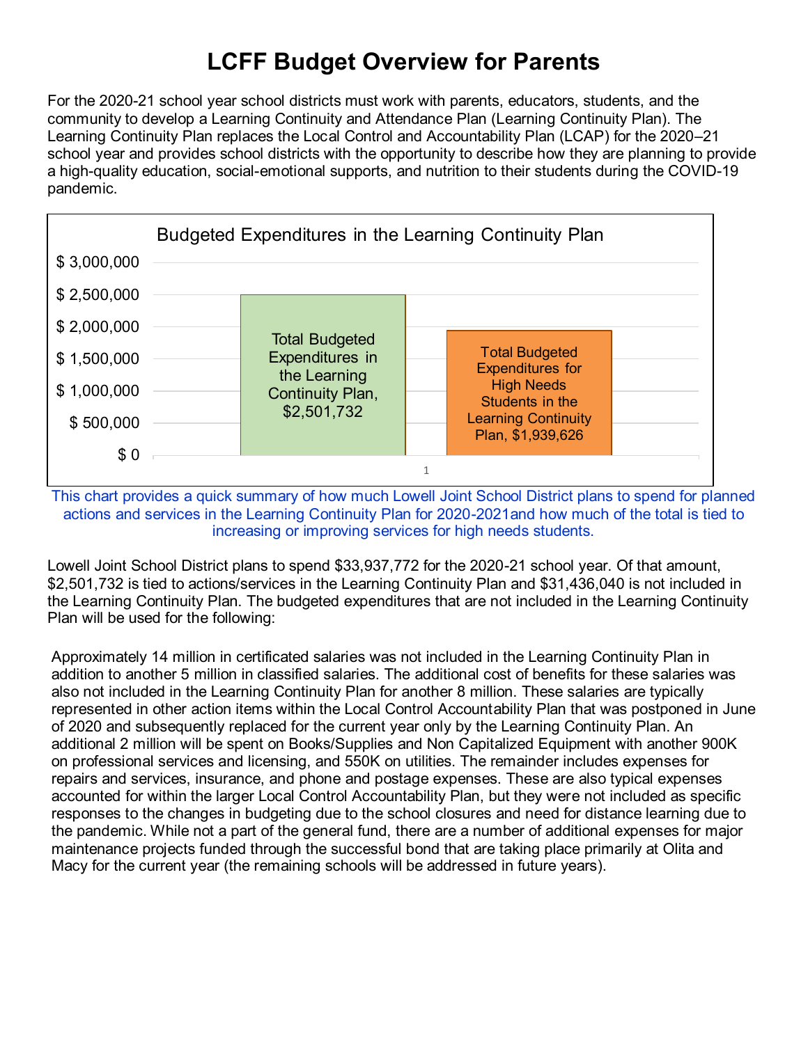# LCFF Budget Overview for Parents

For the 2020-21 school year school districts must work with parents, educators, students, and the community to develop a Learning Continuity and Attendance Plan (Learning Continuity Plan). The Learning Continuity Plan replaces the Local Control and Accountability Plan (LCAP) for the 2020–21 school year and provides school districts with the opportunity to describe how they are planning to provide a high-quality education, social-emotional supports, and nutrition to their students during the COVID-19 pandemic.

**Budgeted Expenditures in the Learning Continuity Plan**

| Category | Amount |
|---|---|
| Total Budgeted Expenditures in the Learning Continuity Plan | $2,501,732 |
| Total Budgeted Expenditures for High Needs Students in the Learning Continuity Plan | $1,939,626 |

This chart provides a quick summary of how much Lowell Joint School District plans to spend for planned actions and services in the Learning Continuity Plan for 2020-2021and how much of the total is tied to increasing or improving services for high needs students.

Lowell Joint School District plans to spend $33,937,772 for the 2020-21 school year. Of that amount, $2,501,732 is tied to actions/services in the Learning Continuity Plan and $31,436,040 is not included in the Learning Continuity Plan. The budgeted expenditures that are not included in the Learning Continuity Plan will be used for the following:

Approximately 14 million in certificated salaries was not included in the Learning Continuity Plan in addition to another 5 million in classified salaries. The additional cost of benefits for these salaries was also not included in the Learning Continuity Plan for another 8 million. These salaries are typically represented in other action items within the Local Control Accountability Plan that was postponed in June of 2020 and subsequently replaced for the current year only by the Learning Continuity Plan. An additional 2 million will be spent on Books/Supplies and Non Capitalized Equipment with another 900K on professional services and licensing, and 550K on utilities. The remainder includes expenses for repairs and services, insurance, and phone and postage expenses. These are also typical expenses accounted for within the larger Local Control Accountability Plan, but they were not included as specific responses to the changes in budgeting due to the school closures and need for distance learning due to the pandemic. While not a part of the general fund, there are a number of additional expenses for major maintenance projects funded through the successful bond that are taking place primarily at Olita and Macy for the current year (the remaining schools will be addressed in future years).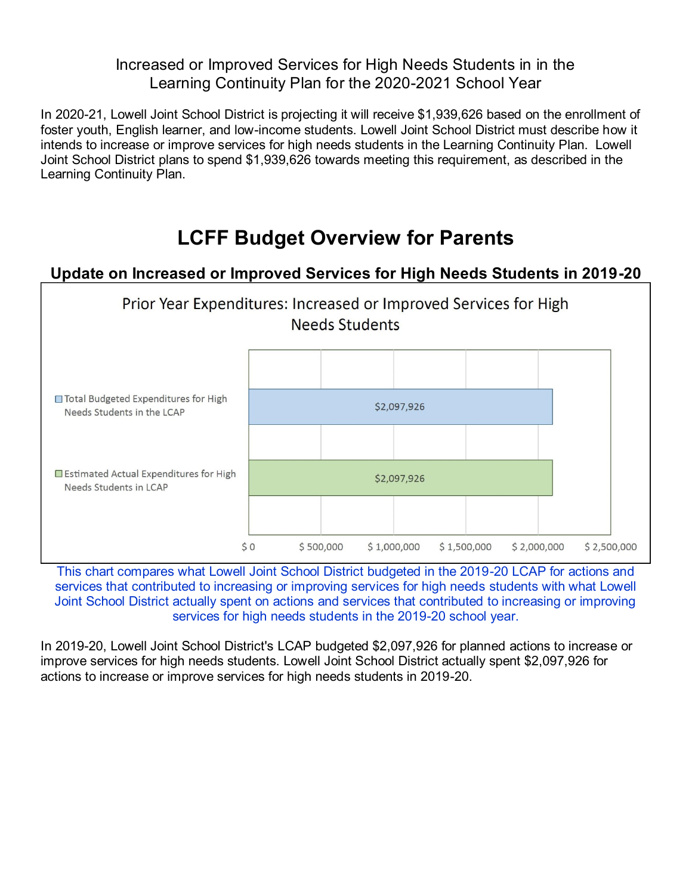Increased or Improved Services for High Needs Students in in the Learning Continuity Plan for the 2020-2021 School Year

In 2020-21, Lowell Joint School District is projecting it will receive $1,939,626 based on the enrollment of foster youth, English learner, and low-income students. Lowell Joint School District must describe how it intends to increase or improve services for high needs students in the Learning Continuity Plan. Lowell Joint School District plans to spend $1,939,626 towards meeting this requirement, as described in the Learning Continuity Plan.

# LCFF Budget Overview for Parents

## Update on Increased or Improved Services for High Needs Students in 2019-20

Prior Year Expenditures: Increased or Improved Services for High Needs Students

Total Budgeted Expenditures for High Needs Students in the LCAP

$2,097,926

Estimated Actual Expenditures for High Needs Students in LCAP

$2,097,926

$ 0
$ 500,000
$ 1,000,000
$ 1,500,000
$ 2,000,000
$ 2,500,000

This chart compares what Lowell Joint School District budgeted in the 2019-20 LCAP for actions and services that contributed to increasing or improving services for high needs students with what Lowell Joint School District actually spent on actions and services that contributed to increasing or improving services for high needs students in the 2019-20 school year.

In 2019-20, Lowell Joint School District's LCAP budgeted $2,097,926 for planned actions to increase or improve services for high needs students. Lowell Joint School District actually spent $2,097,926 for actions to increase or improve services for high needs students in 2019-20.